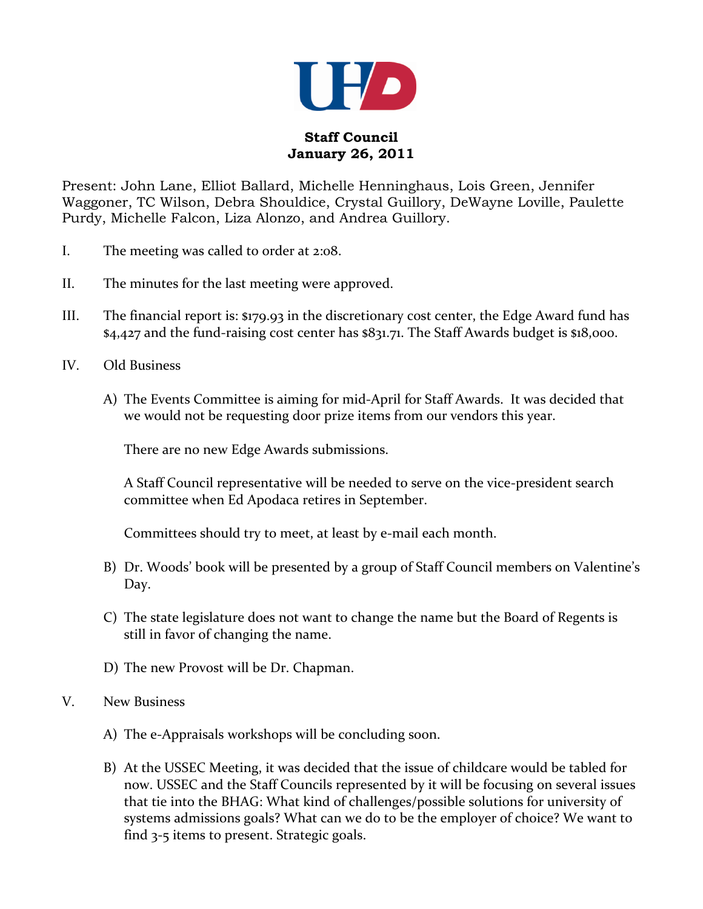**Staff Council**
**January 26, 2011**

Present: John Lane, Elliot Ballard, Michelle Henninghaus, Lois Green, Jennifer Waggoner, TC Wilson, Debra Shouldice, Crystal Guillory, DeWayne Loville, Paulette Purdy, Michelle Falcon, Liza Alonzo, and Andrea Guillory.

I. The meeting was called to order at 2:08.

II. The minutes for the last meeting were approved.

III. The financial report is: $179.93 in the discretionary cost center, the Edge Award fund has $4,427 and the fund-raising cost center has $831.71. The Staff Awards budget is $18,000.

IV. Old Business

A) The Events Committee is aiming for mid-April for Staff Awards. It was decided that we would not be requesting door prize items from our vendors this year.

There are no new Edge Awards submissions.

A Staff Council representative will be needed to serve on the vice-president search committee when Ed Apodaca retires in September.

Committees should try to meet, at least by e-mail each month.

B) Dr. Woods' book will be presented by a group of Staff Council members on Valentine's Day.

C) The state legislature does not want to change the name but the Board of Regents is still in favor of changing the name.

D) The new Provost will be Dr. Chapman.

V. New Business

A) The e-Appraisals workshops will be concluding soon.

B) At the USSEC Meeting, it was decided that the issue of childcare would be tabled for now. USSEC and the Staff Councils represented by it will be focusing on several issues that tie into the BHAG: What kind of challenges/possible solutions for university of systems admissions goals? What can we do to be the employer of choice? We want to find 3-5 items to present. Strategic goals.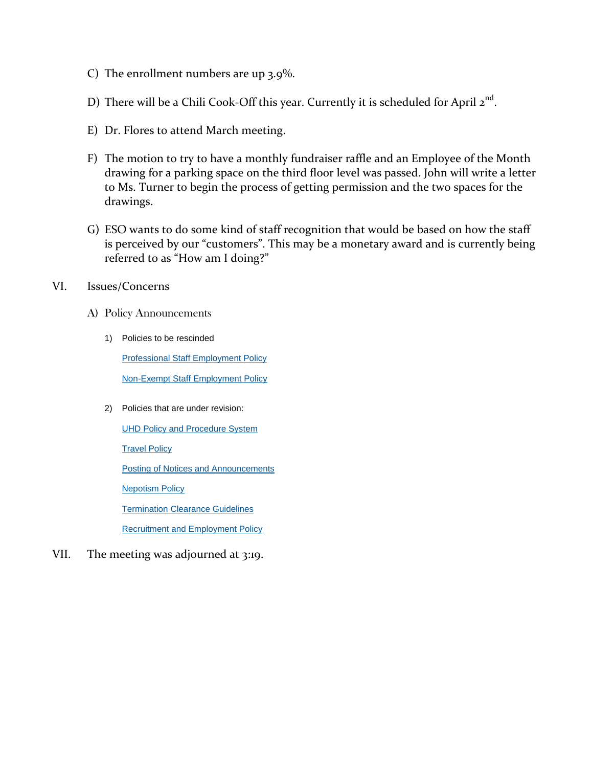C) The enrollment numbers are up 3.9%.

D) There will be a Chili Cook-Off this year. Currently it is scheduled for April 2nd.

E) Dr. Flores to attend March meeting.

F) The motion to try to have a monthly fundraiser raffle and an Employee of the Month drawing for a parking space on the third floor level was passed. John will write a letter to Ms. Turner to begin the process of getting permission and the two spaces for the drawings.

G) ESO wants to do some kind of staff recognition that would be based on how the staff is perceived by our "customers". This may be a monetary award and is currently being referred to as "How am I doing?"

VI. Issues/Concerns

A) Policy Announcements

1) Policies to be rescinded

Professional Staff Employment Policy

Non-Exempt Staff Employment Policy

2) Policies that are under revision:

UHD Policy and Procedure System

Travel Policy

Posting of Notices and Announcements

Nepotism Policy

Termination Clearance Guidelines

Recruitment and Employment Policy

VII. The meeting was adjourned at 3:19.